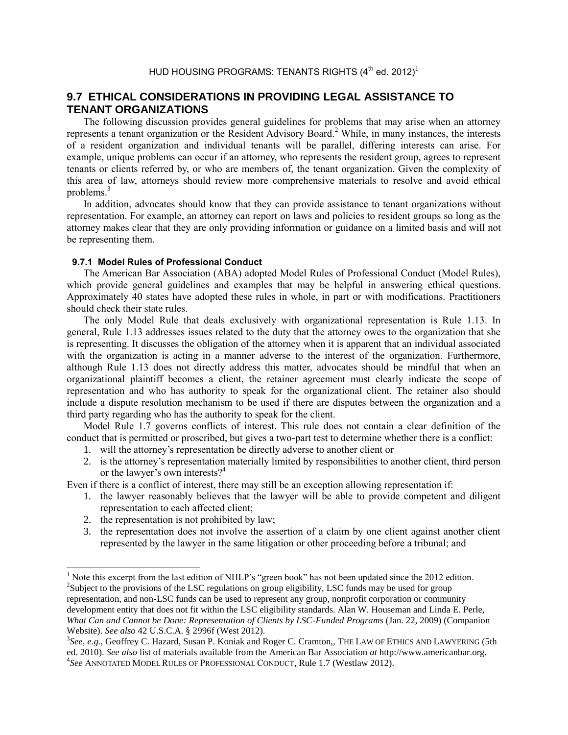HUD HOUSING PROGRAMS: TENANTS RIGHTS (4th ed. 2012)[1]

## 9.7 ETHICAL CONSIDERATIONS IN PROVIDING LEGAL ASSISTANCE TO TENANT ORGANIZATIONS

The following discussion provides general guidelines for problems that may arise when an attorney represents a tenant organization or the Resident Advisory Board.[2] While, in many instances, the interests of a resident organization and individual tenants will be parallel, differing interests can arise. For example, unique problems can occur if an attorney, who represents the resident group, agrees to represent tenants or clients referred by, or who are members of, the tenant organization. Given the complexity of this area of law, attorneys should review more comprehensive materials to resolve and avoid ethical problems.[3]

In addition, advocates should know that they can provide assistance to tenant organizations without representation. For example, an attorney can report on laws and policies to resident groups so long as the attorney makes clear that they are only providing information or guidance on a limited basis and will not be representing them.

### 9.7.1 Model Rules of Professional Conduct

The American Bar Association (ABA) adopted Model Rules of Professional Conduct (Model Rules), which provide general guidelines and examples that may be helpful in answering ethical questions. Approximately 40 states have adopted these rules in whole, in part or with modifications. Practitioners should check their state rules.

The only Model Rule that deals exclusively with organizational representation is Rule 1.13. In general, Rule 1.13 addresses issues related to the duty that the attorney owes to the organization that she is representing. It discusses the obligation of the attorney when it is apparent that an individual associated with the organization is acting in a manner adverse to the interest of the organization. Furthermore, although Rule 1.13 does not directly address this matter, advocates should be mindful that when an organizational plaintiff becomes a client, the retainer agreement must clearly indicate the scope of representation and who has authority to speak for the organizational client. The retainer also should include a dispute resolution mechanism to be used if there are disputes between the organization and a third party regarding who has the authority to speak for the client.

Model Rule 1.7 governs conflicts of interest. This rule does not contain a clear definition of the conduct that is permitted or proscribed, but gives a two-part test to determine whether there is a conflict:

1. will the attorney's representation be directly adverse to another client or
2. is the attorney's representation materially limited by responsibilities to another client, third person or the lawyer's own interests?[4]

Even if there is a conflict of interest, there may still be an exception allowing representation if:

1. the lawyer reasonably believes that the lawyer will be able to provide competent and diligent representation to each affected client;
2. the representation is not prohibited by law;
3. the representation does not involve the assertion of a claim by one client against another client represented by the lawyer in the same litigation or other proceeding before a tribunal; and

---

[1] Note this excerpt from the last edition of NHLP's "green book" has not been updated since the 2012 edition.

[2] Subject to the provisions of the LSC regulations on group eligibility, LSC funds may be used for group representation, and non-LSC funds can be used to represent any group, nonprofit corporation or community development entity that does not fit within the LSC eligibility standards. Alan W. Houseman and Linda E. Perle, *What Can and Cannot be Done: Representation of Clients by LSC-Funded Programs* (Jan. 22, 2009) (Companion Website). *See also* 42 U.S.C.A. § 2996f (West 2012).

[3] *See, e.g.*, Geoffrey C. Hazard, Susan P. Koniak and Roger C. Cramton,, THE LAW OF ETHICS AND LAWYERING (5th ed. 2010). *See also* list of materials available from the American Bar Association *at* http://www.americanbar.org.

[4] *See* ANNOTATED MODEL RULES OF PROFESSIONAL CONDUCT, Rule 1.7 (Westlaw 2012).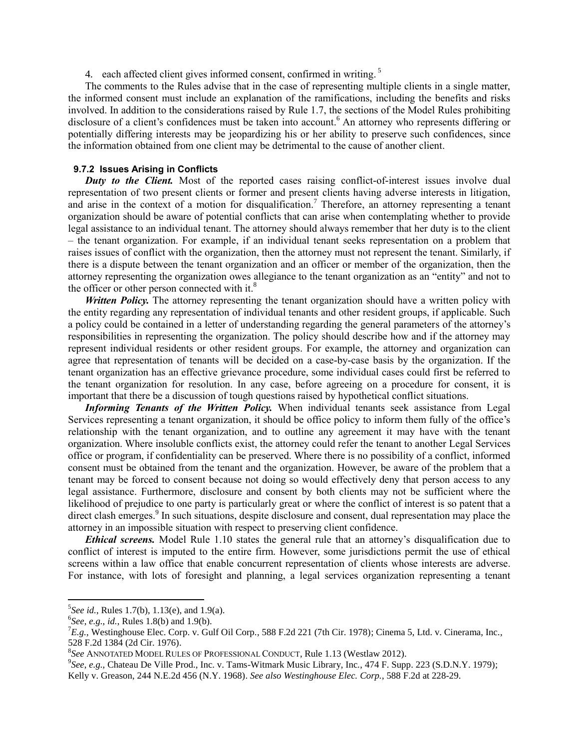4. each affected client gives informed consent, confirmed in writing. [5]

The comments to the Rules advise that in the case of representing multiple clients in a single matter, the informed consent must include an explanation of the ramifications, including the benefits and risks involved. In addition to the considerations raised by Rule 1.7, the sections of the Model Rules prohibiting disclosure of a client's confidences must be taken into account.[6] An attorney who represents differing or potentially differing interests may be jeopardizing his or her ability to preserve such confidences, since the information obtained from one client may be detrimental to the cause of another client.

### 9.7.2 Issues Arising in Conflicts

***Duty to the Client.*** Most of the reported cases raising conflict-of-interest issues involve dual representation of two present clients or former and present clients having adverse interests in litigation, and arise in the context of a motion for disqualification.[7] Therefore, an attorney representing a tenant organization should be aware of potential conflicts that can arise when contemplating whether to provide legal assistance to an individual tenant. The attorney should always remember that her duty is to the client – the tenant organization. For example, if an individual tenant seeks representation on a problem that raises issues of conflict with the organization, then the attorney must not represent the tenant. Similarly, if there is a dispute between the tenant organization and an officer or member of the organization, then the attorney representing the organization owes allegiance to the tenant organization as an "entity" and not to the officer or other person connected with it.[8]

***Written Policy.*** The attorney representing the tenant organization should have a written policy with the entity regarding any representation of individual tenants and other resident groups, if applicable. Such a policy could be contained in a letter of understanding regarding the general parameters of the attorney's responsibilities in representing the organization. The policy should describe how and if the attorney may represent individual residents or other resident groups. For example, the attorney and organization can agree that representation of tenants will be decided on a case-by-case basis by the organization. If the tenant organization has an effective grievance procedure, some individual cases could first be referred to the tenant organization for resolution. In any case, before agreeing on a procedure for consent, it is important that there be a discussion of tough questions raised by hypothetical conflict situations.

***Informing Tenants of the Written Policy.*** When individual tenants seek assistance from Legal Services representing a tenant organization, it should be office policy to inform them fully of the office's relationship with the tenant organization, and to outline any agreement it may have with the tenant organization. Where insoluble conflicts exist, the attorney could refer the tenant to another Legal Services office or program, if confidentiality can be preserved. Where there is no possibility of a conflict, informed consent must be obtained from the tenant and the organization. However, be aware of the problem that a tenant may be forced to consent because not doing so would effectively deny that person access to any legal assistance. Furthermore, disclosure and consent by both clients may not be sufficient where the likelihood of prejudice to one party is particularly great or where the conflict of interest is so patent that a direct clash emerges.[9] In such situations, despite disclosure and consent, dual representation may place the attorney in an impossible situation with respect to preserving client confidence.

***Ethical screens.*** Model Rule 1.10 states the general rule that an attorney's disqualification due to conflict of interest is imputed to the entire firm. However, some jurisdictions permit the use of ethical screens within a law office that enable concurrent representation of clients whose interests are adverse. For instance, with lots of foresight and planning, a legal services organization representing a tenant

---

[5] *See id.*, Rules 1.7(b), 1.13(e), and 1.9(a).

[6] *See, e.g., id.*, Rules 1.8(b) and 1.9(b).

[7] *E.g.*, Westinghouse Elec. Corp. v. Gulf Oil Corp., 588 F.2d 221 (7th Cir. 1978); Cinema 5, Ltd. v. Cinerama, Inc., 528 F.2d 1384 (2d Cir. 1976).

[8] *See* ANNOTATED MODEL RULES OF PROFESSIONAL CONDUCT, Rule 1.13 (Westlaw 2012).

[9] *See, e.g.*, Chateau De Ville Prod., Inc. v. Tams-Witmark Music Library, Inc., 474 F. Supp. 223 (S.D.N.Y. 1979); Kelly v. Greason, 244 N.E.2d 456 (N.Y. 1968). *See also Westinghouse Elec. Corp.*, 588 F.2d at 228-29.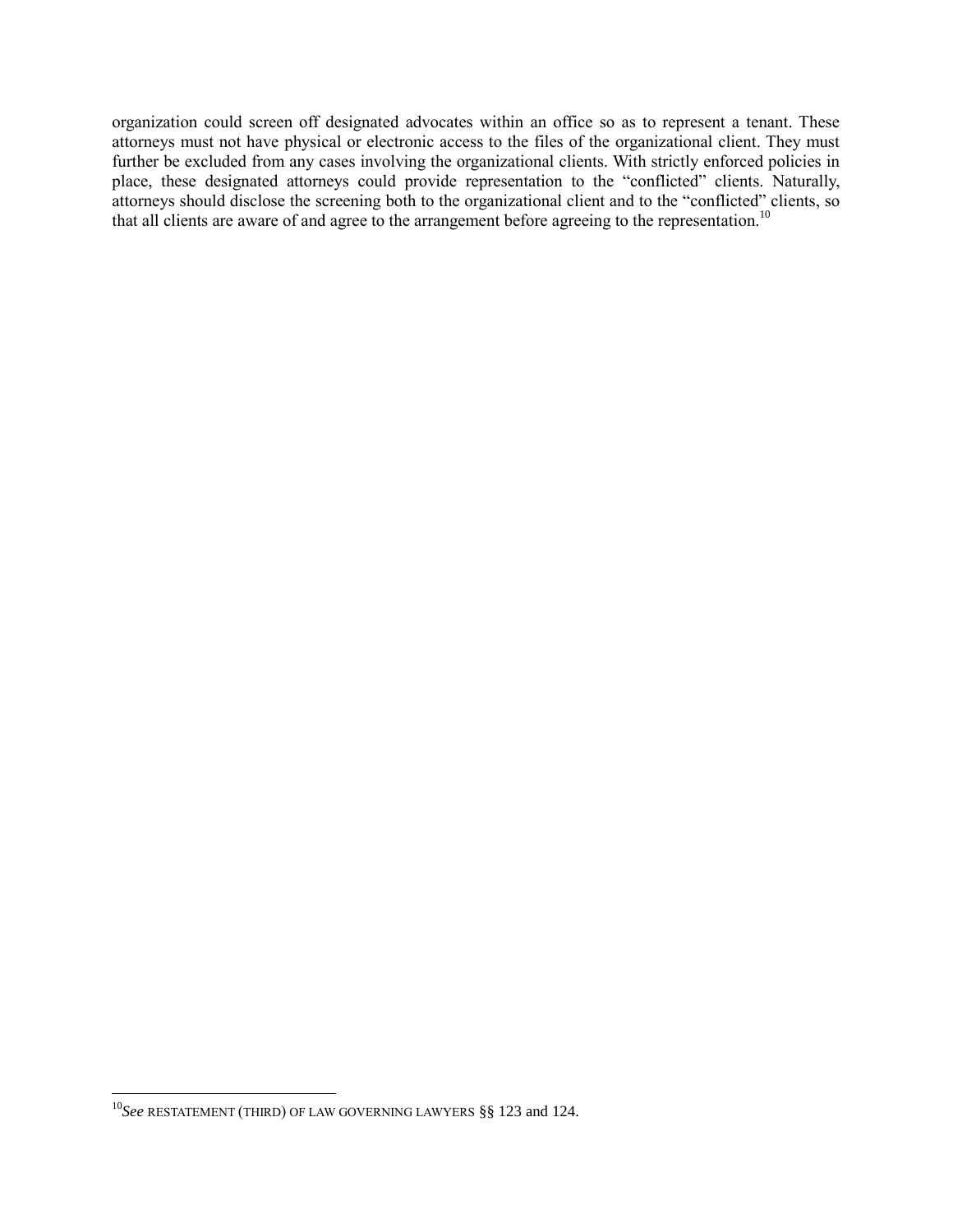organization could screen off designated advocates within an office so as to represent a tenant. These attorneys must not have physical or electronic access to the files of the organizational client. They must further be excluded from any cases involving the organizational clients. With strictly enforced policies in place, these designated attorneys could provide representation to the "conflicted" clients. Naturally, attorneys should disclose the screening both to the organizational client and to the "conflicted" clients, so that all clients are aware of and agree to the arrangement before agreeing to the representation.[10]

---

[10] *See* RESTATEMENT (THIRD) OF LAW GOVERNING LAWYERS §§ 123 and 124.